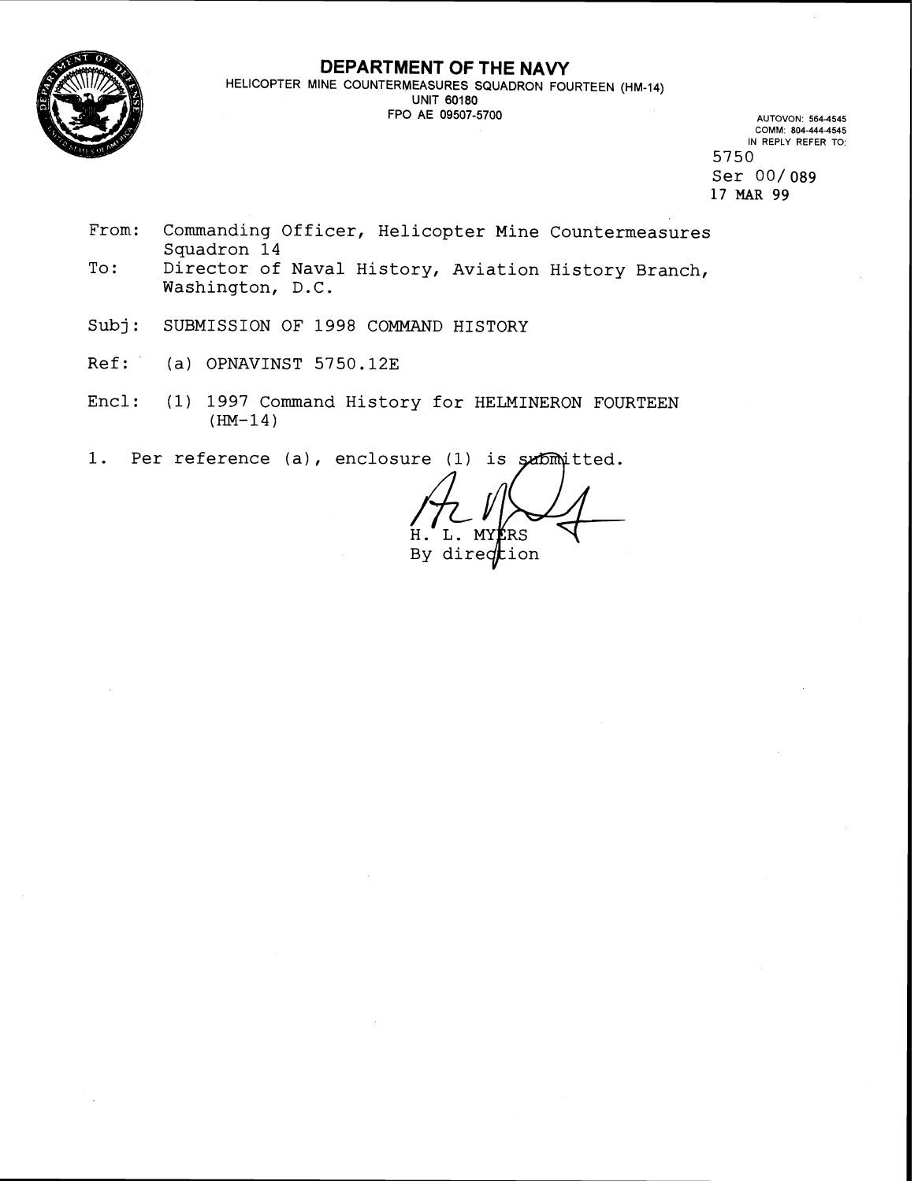# DEPARTMENT OF THE NAVY

HELICOPTER MINE COUNTERMEASURES SQUADRON FOURTEEN (HM-14)
UNIT 60180
FPO AE 09507-5700

AUTOVON: 564-4545
COMM: 804-444-4545
IN REPLY REFER TO:
5750
Ser 00/089
17 MAR 99

From: Commanding Officer, Helicopter Mine Countermeasures Squadron 14
To: Director of Naval History, Aviation History Branch, Washington, D.C.

Subj: SUBMISSION OF 1998 COMMAND HISTORY

Ref: (a) OPNAVINST 5750.12E

Encl: (1) 1997 Command History for HELMINERON FOURTEEN (HM-14)

1. Per reference (a), enclosure (1) is submitted.

H. L. MYERS
By direction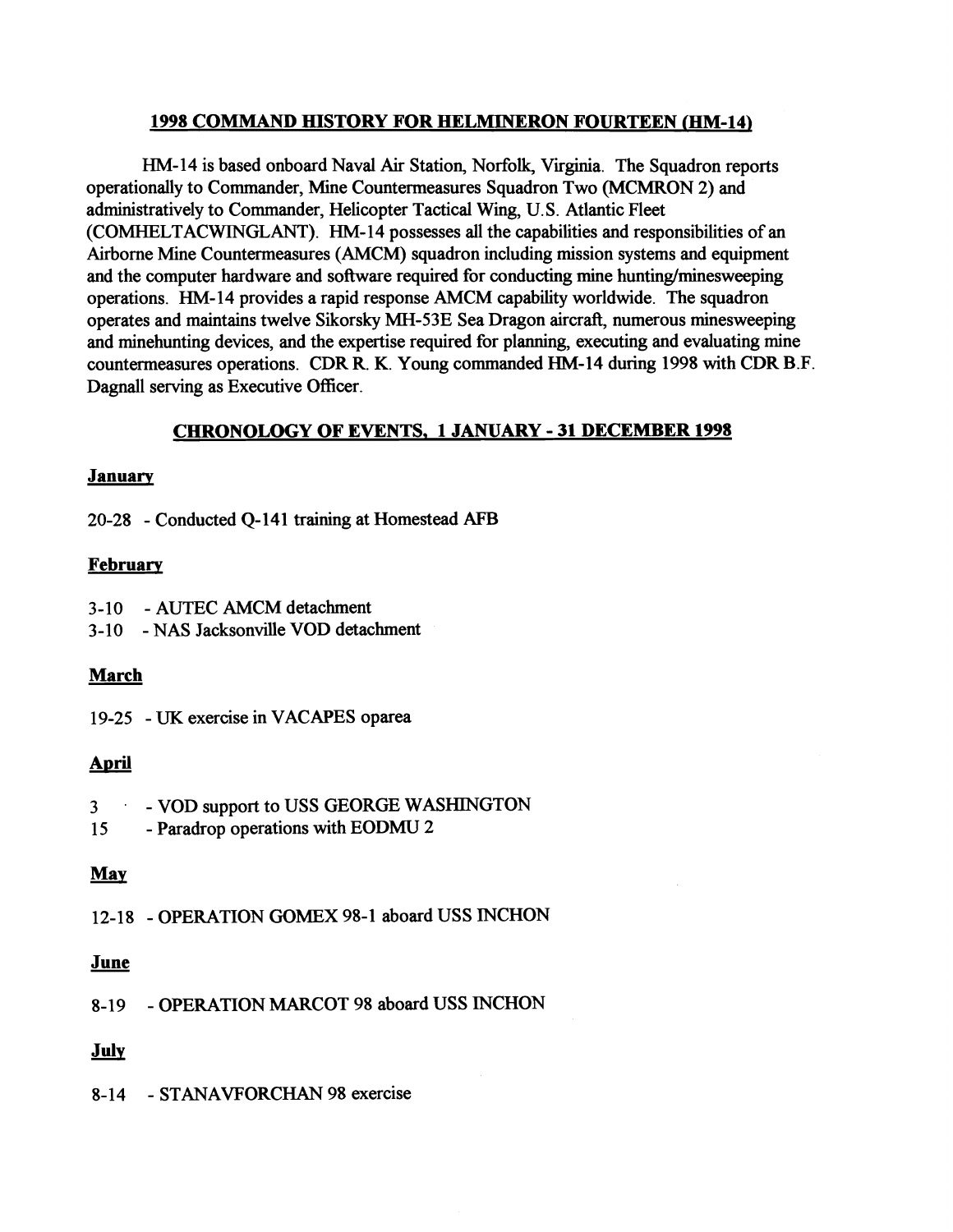## 1998 COMMAND HISTORY FOR HELMINERON FOURTEEN (HM-14)

HM-14 is based onboard Naval Air Station, Norfolk, Virginia. The Squadron reports operationally to Commander, Mine Countermeasures Squadron Two (MCMRON 2) and administratively to Commander, Helicopter Tactical Wing, U.S. Atlantic Fleet (COMHELTACWINGLANT). HM-14 possesses all the capabilities and responsibilities of an Airborne Mine Countermeasures (AMCM) squadron including mission systems and equipment and the computer hardware and software required for conducting mine hunting/minesweeping operations. HM-14 provides a rapid response AMCM capability worldwide. The squadron operates and maintains twelve Sikorsky MH-53E Sea Dragon aircraft, numerous minesweeping and minehunting devices, and the expertise required for planning, executing and evaluating mine countermeasures operations. CDR R. K. Young commanded HM-14 during 1998 with CDR B.F. Dagnall serving as Executive Officer.

## CHRONOLOGY OF EVENTS, 1 JANUARY - 31 DECEMBER 1998

**January**

20-28 - Conducted Q-141 training at Homestead AFB

**February**

3-10 - AUTEC AMCM detachment
3-10 - NAS Jacksonville VOD detachment

**March**

19-25 - UK exercise in VACAPES oparea

**April**

3 - VOD support to USS GEORGE WASHINGTON
15 - Paradrop operations with EODMU 2

**May**

12-18 - OPERATION GOMEX 98-1 aboard USS INCHON

**June**

8-19 - OPERATION MARCOT 98 aboard USS INCHON

**July**

8-14 - STANAVFORCHAN 98 exercise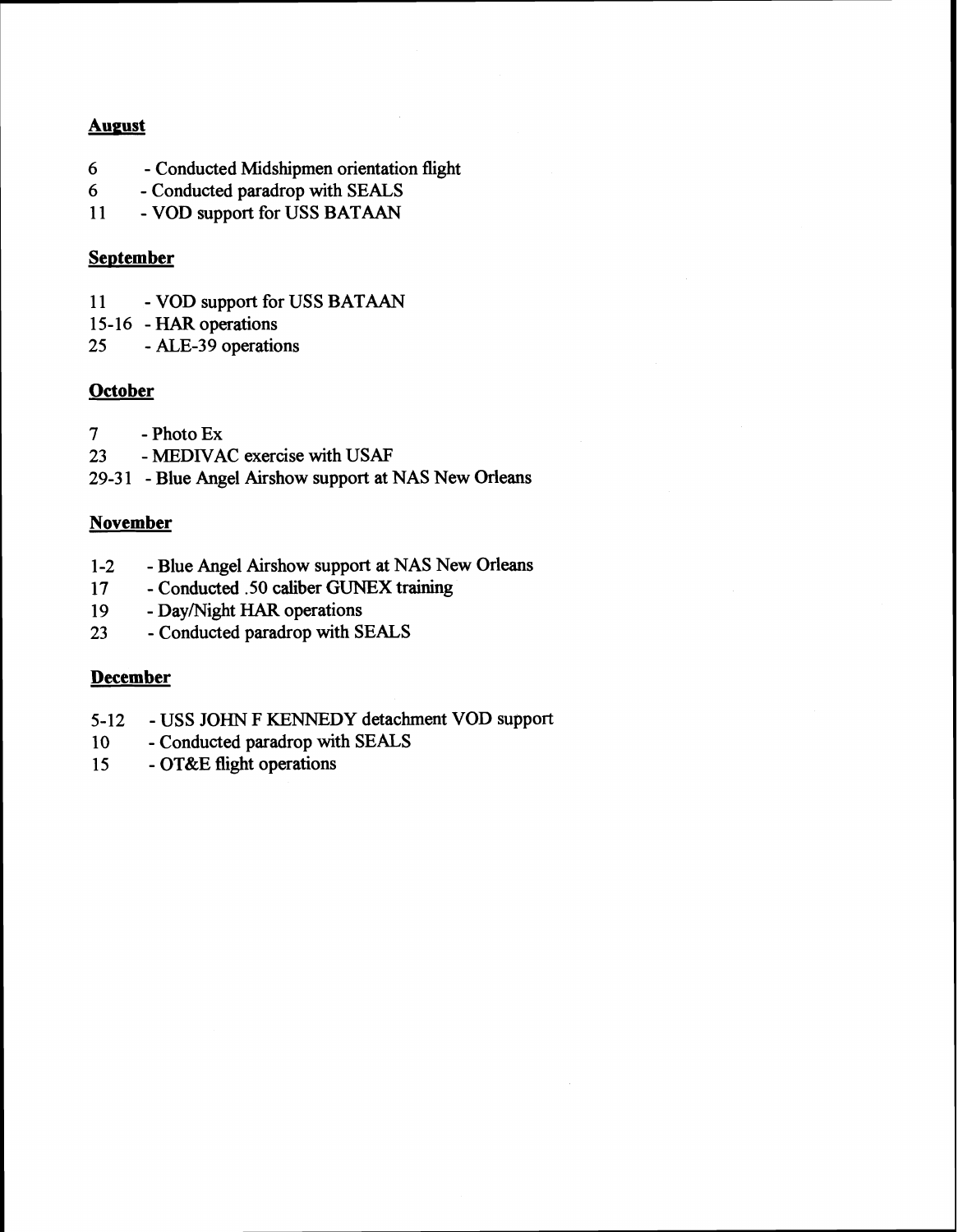**August**

6 - Conducted Midshipmen orientation flight
6 - Conducted paradrop with SEALS
11 - VOD support for USS BATAAN

**September**

11 - VOD support for USS BATAAN
15-16 - HAR operations
25 - ALE-39 operations

**October**

7 - Photo Ex
23 - MEDIVAC exercise with USAF
29-31 - Blue Angel Airshow support at NAS New Orleans

**November**

1-2 - Blue Angel Airshow support at NAS New Orleans
17 - Conducted .50 caliber GUNEX training
19 - Day/Night HAR operations
23 - Conducted paradrop with SEALS

**December**

5-12 - USS JOHN F KENNEDY detachment VOD support
10 - Conducted paradrop with SEALS
15 - OT&E flight operations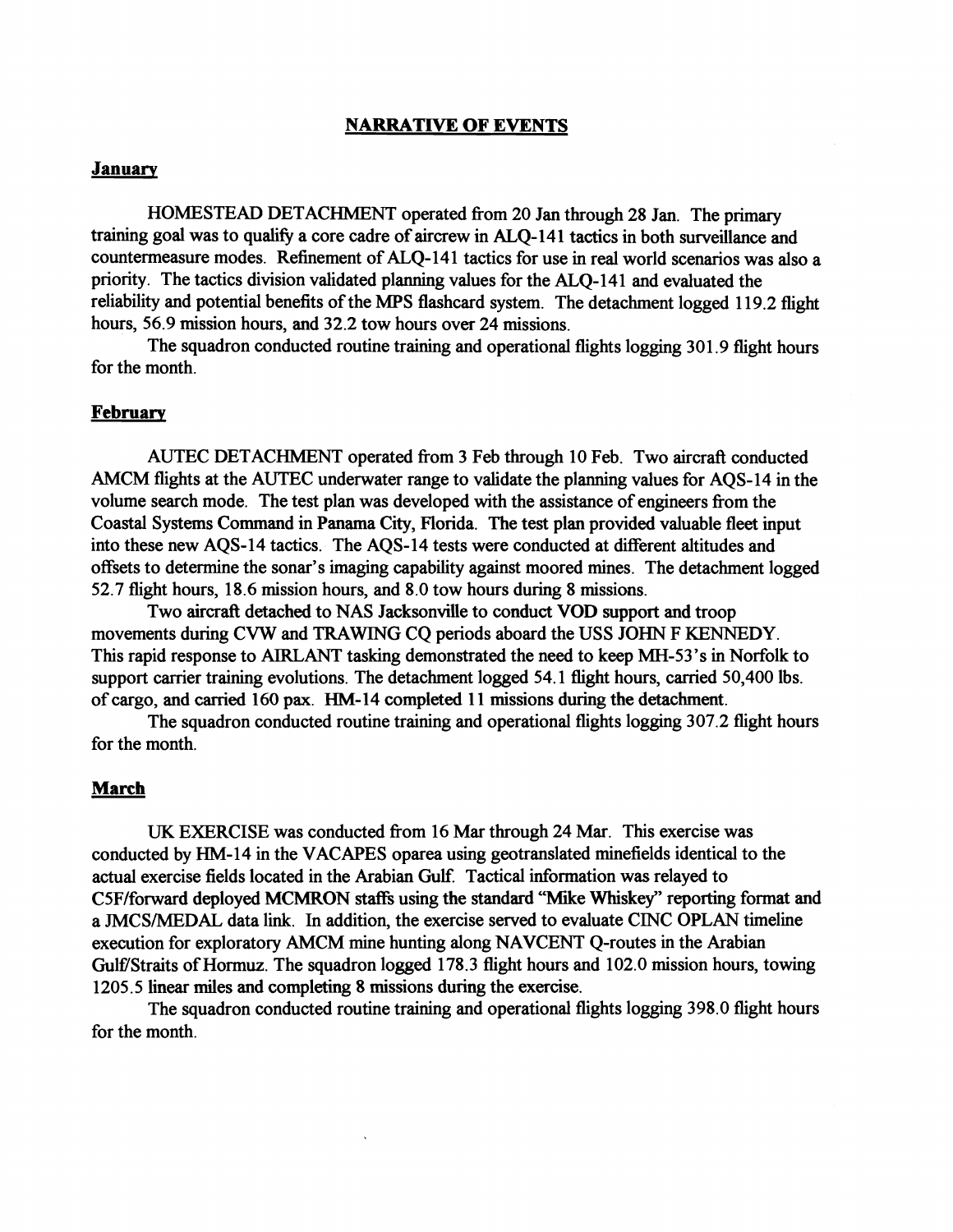## NARRATIVE OF EVENTS

### January

HOMESTEAD DETACHMENT operated from 20 Jan through 28 Jan. The primary training goal was to qualify a core cadre of aircrew in ALQ-141 tactics in both surveillance and countermeasure modes. Refinement of ALQ-141 tactics for use in real world scenarios was also a priority. The tactics division validated planning values for the ALQ-141 and evaluated the reliability and potential benefits of the MPS flashcard system. The detachment logged 119.2 flight hours, 56.9 mission hours, and 32.2 tow hours over 24 missions.

The squadron conducted routine training and operational flights logging 301.9 flight hours for the month.

### February

AUTEC DETACHMENT operated from 3 Feb through 10 Feb. Two aircraft conducted AMCM flights at the AUTEC underwater range to validate the planning values for AQS-14 in the volume search mode. The test plan was developed with the assistance of engineers from the Coastal Systems Command in Panama City, Florida. The test plan provided valuable fleet input into these new AQS-14 tactics. The AQS-14 tests were conducted at different altitudes and offsets to determine the sonar's imaging capability against moored mines. The detachment logged 52.7 flight hours, 18.6 mission hours, and 8.0 tow hours during 8 missions.

Two aircraft detached to NAS Jacksonville to conduct VOD support and troop movements during CVW and TRAWING CQ periods aboard the USS JOHN F KENNEDY. This rapid response to AIRLANT tasking demonstrated the need to keep MH-53's in Norfolk to support carrier training evolutions. The detachment logged 54.1 flight hours, carried 50,400 lbs. of cargo, and carried 160 pax. HM-14 completed 11 missions during the detachment.

The squadron conducted routine training and operational flights logging 307.2 flight hours for the month.

### March

UK EXERCISE was conducted from 16 Mar through 24 Mar. This exercise was conducted by HM-14 in the VACAPES oparea using geotranslated minefields identical to the actual exercise fields located in the Arabian Gulf. Tactical information was relayed to C5F/forward deployed MCMRON staffs using the standard "Mike Whiskey" reporting format and a JMCS/MEDAL data link. In addition, the exercise served to evaluate CINC OPLAN timeline execution for exploratory AMCM mine hunting along NAVCENT Q-routes in the Arabian Gulf/Straits of Hormuz. The squadron logged 178.3 flight hours and 102.0 mission hours, towing 1205.5 linear miles and completing 8 missions during the exercise.

The squadron conducted routine training and operational flights logging 398.0 flight hours for the month.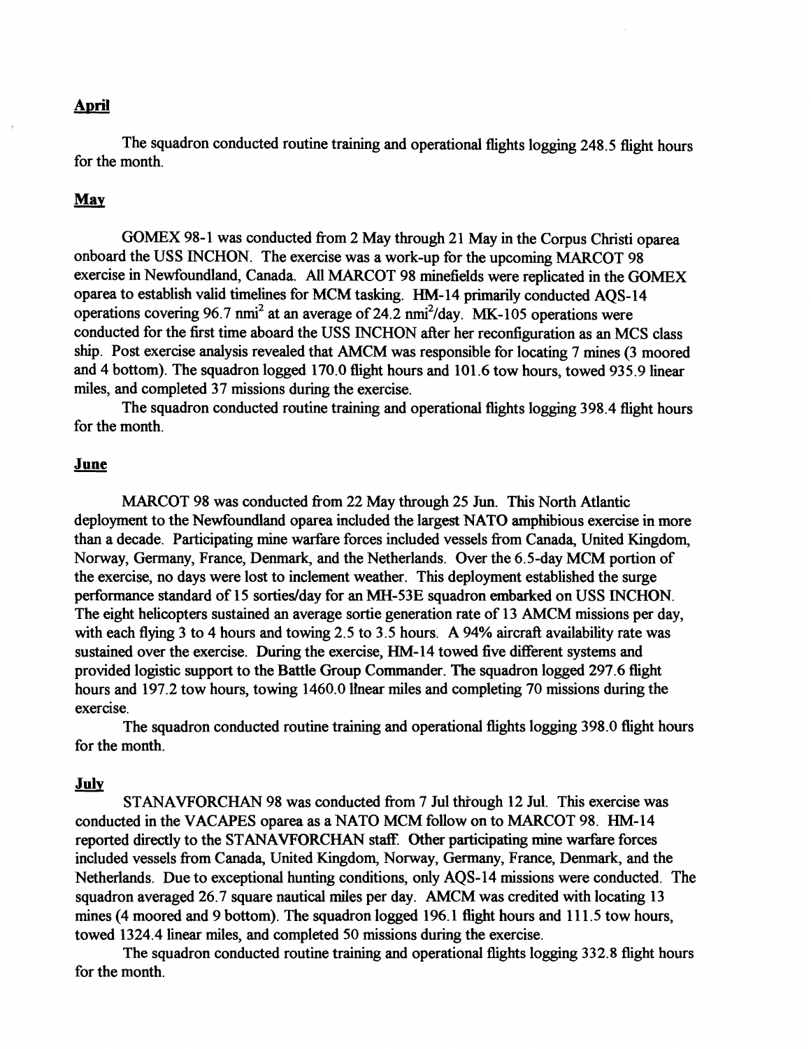## April

The squadron conducted routine training and operational flights logging 248.5 flight hours for the month.

## May

GOMEX 98-1 was conducted from 2 May through 21 May in the Corpus Christi oparea onboard the USS INCHON. The exercise was a work-up for the upcoming MARCOT 98 exercise in Newfoundland, Canada. All MARCOT 98 minefields were replicated in the GOMEX oparea to establish valid timelines for MCM tasking. HM-14 primarily conducted AQS-14 operations covering 96.7 $nmi^2$ at an average of 24.2 $nmi^2$/day. MK-105 operations were conducted for the first time aboard the USS INCHON after her reconfiguration as an MCS class ship. Post exercise analysis revealed that AMCM was responsible for locating 7 mines (3 moored and 4 bottom). The squadron logged 170.0 flight hours and 101.6 tow hours, towed 935.9 linear miles, and completed 37 missions during the exercise.

The squadron conducted routine training and operational flights logging 398.4 flight hours for the month.

## June

MARCOT 98 was conducted from 22 May through 25 Jun. This North Atlantic deployment to the Newfoundland oparea included the largest NATO amphibious exercise in more than a decade. Participating mine warfare forces included vessels from Canada, United Kingdom, Norway, Germany, France, Denmark, and the Netherlands. Over the 6.5-day MCM portion of the exercise, no days were lost to inclement weather. This deployment established the surge performance standard of 15 sorties/day for an MH-53E squadron embarked on USS INCHON. The eight helicopters sustained an average sortie generation rate of 13 AMCM missions per day, with each flying 3 to 4 hours and towing 2.5 to 3.5 hours. A 94% aircraft availability rate was sustained over the exercise. During the exercise, HM-14 towed five different systems and provided logistic support to the Battle Group Commander. The squadron logged 297.6 flight hours and 197.2 tow hours, towing 1460.0 linear miles and completing 70 missions during the exercise.

The squadron conducted routine training and operational flights logging 398.0 flight hours for the month.

## July

STANAVFORCHAN 98 was conducted from 7 Jul through 12 Jul. This exercise was conducted in the VACAPES oparea as a NATO MCM follow on to MARCOT 98. HM-14 reported directly to the STANAVFORCHAN staff. Other participating mine warfare forces included vessels from Canada, United Kingdom, Norway, Germany, France, Denmark, and the Netherlands. Due to exceptional hunting conditions, only AQS-14 missions were conducted. The squadron averaged 26.7 square nautical miles per day. AMCM was credited with locating 13 mines (4 moored and 9 bottom). The squadron logged 196.1 flight hours and 111.5 tow hours, towed 1324.4 linear miles, and completed 50 missions during the exercise.

The squadron conducted routine training and operational flights logging 332.8 flight hours for the month.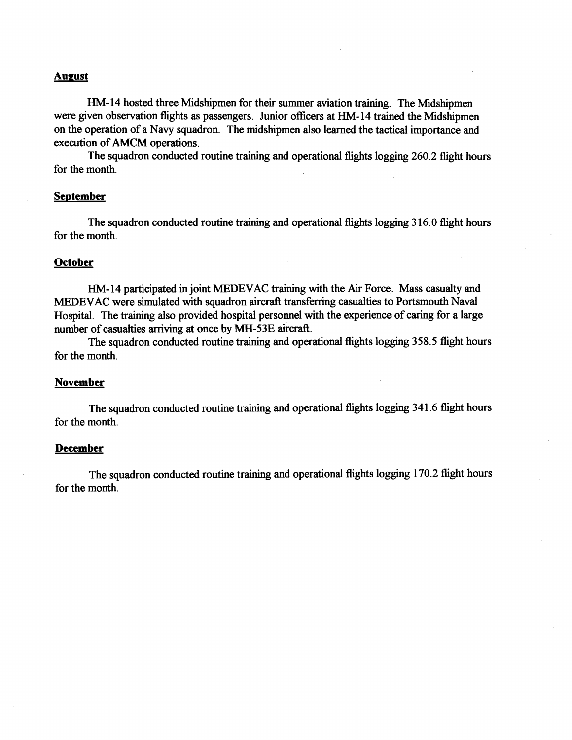**August**

HM-14 hosted three Midshipmen for their summer aviation training. The Midshipmen were given observation flights as passengers. Junior officers at HM-14 trained the Midshipmen on the operation of a Navy squadron. The midshipmen also learned the tactical importance and execution of AMCM operations.

The squadron conducted routine training and operational flights logging 260.2 flight hours for the month.

**September**

The squadron conducted routine training and operational flights logging 316.0 flight hours for the month.

**October**

HM-14 participated in joint MEDEVAC training with the Air Force. Mass casualty and MEDEVAC were simulated with squadron aircraft transferring casualties to Portsmouth Naval Hospital. The training also provided hospital personnel with the experience of caring for a large number of casualties arriving at once by MH-53E aircraft.

The squadron conducted routine training and operational flights logging 358.5 flight hours for the month.

**November**

The squadron conducted routine training and operational flights logging 341.6 flight hours for the month.

**December**

The squadron conducted routine training and operational flights logging 170.2 flight hours for the month.